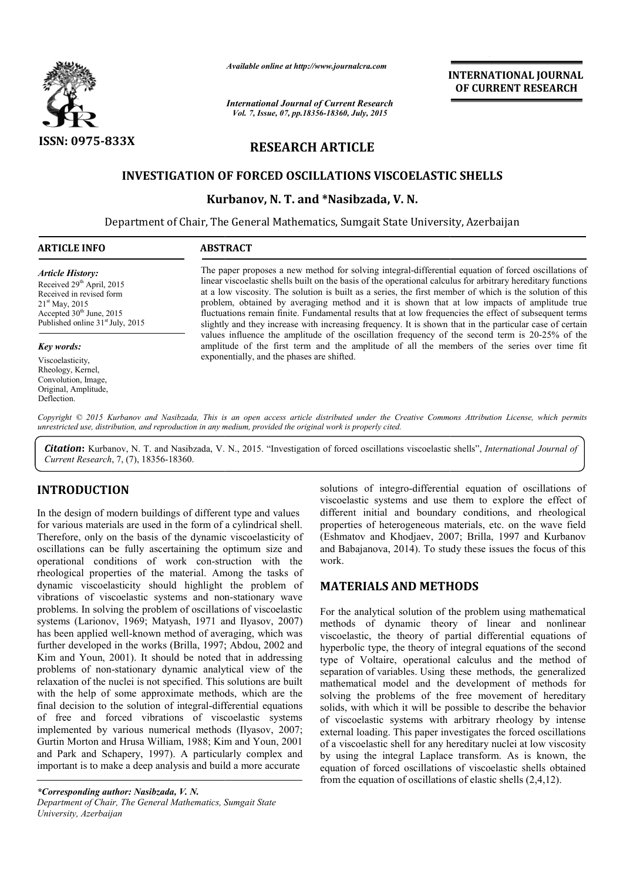ISSN: 0975-833X

*Available online at http://www.journalcra.com*

*International Journal of Current Research*
*Vol. 7, Issue, 07, pp.18356-18360, July, 2015*

**INTERNATIONAL JOURNAL OF CURRENT RESEARCH**

# RESEARCH ARTICLE

# INVESTIGATION OF FORCED OSCILLATIONS VISCOELASTIC SHELLS

**Kurbanov, N. T. and \*Nasibzada, V. N.**

Department of Chair, The General Mathematics, Sumgait State University, Azerbaijan

## ARTICLE INFO

*Article History:*
Received 29th April, 2015
Received in revised form
21st May, 2015
Accepted 30th June, 2015
Published online 31st July, 2015

*Key words:*
Viscoelasticity,
Rheology, Kernel,
Convolution, Image,
Original, Amplitude,
Deflection.

## ABSTRACT

The paper proposes a new method for solving integral-differential equation of forced oscillations of linear viscoelastic shells built on the basis of the operational calculus for arbitrary hereditary functions at a low viscosity. The solution is built as a series, the first member of which is the solution of this problem, obtained by averaging method and it is shown that at low impacts of amplitude true fluctuations remain finite. Fundamental results that at low frequencies the effect of subsequent terms slightly and they increase with increasing frequency. It is shown that in the particular case of certain values influence the amplitude of the oscillation frequency of the second term is 20-25% of the amplitude of the first term and the amplitude of all the members of the series over time fit exponentially, and the phases are shifted.

*Copyright © 2015 Kurbanov and Nasibzada, This is an open access article distributed under the Creative Commons Attribution License, which permits unrestricted use, distribution, and reproduction in any medium, provided the original work is properly cited.*

***Citation*: Kurbanov, N. T. and Nasibzada, V. N., 2015. "Investigation of forced oscillations viscoelastic shells", *International Journal of Current Research*, 7, (7), 18356-18360.**

## INTRODUCTION

In the design of modern buildings of different type and values for various materials are used in the form of a cylindrical shell. Therefore, only on the basis of the dynamic viscoelasticity of oscillations can be fully ascertaining the optimum size and operational conditions of work con-struction with the rheological properties of the material. Among the tasks of dynamic viscoelasticity should highlight the problem of vibrations of viscoelastic systems and non-stationary wave problems. In solving the problem of oscillations of viscoelastic systems (Larionov, 1969; Matyash, 1971 and Ilyasov, 2007) has been applied well-known method of averaging, which was further developed in the works (Brilla, 1997; Abdou, 2002 and Kim and Youn, 2001). It should be noted that in addressing problems of non-stationary dynamic analytical view of the relaxation of the nuclei is not specified. This solutions are built with the help of some approximate methods, which are the final decision to the solution of integral-differential equations of free and forced vibrations of viscoelastic systems implemented by various numerical methods (Ilyasov, 2007; Gurtin Morton and Hrusa William, 1988; Kim and Youn, 2001 and Park and Schapery, 1997). A particularly complex and important is to make a deep analysis and build a more accurate solutions of integro-differential equation of oscillations of viscoelastic systems and use them to explore the effect of different initial and boundary conditions, and rheological properties of heterogeneous materials, etc. on the wave field (Eshmatov and Khodjaev, 2007; Brilla, 1997 and Kurbanov and Babajanova, 2014). To study these issues the focus of this work.

## MATERIALS AND METHODS

For the analytical solution of the problem using mathematical methods of dynamic theory of linear and nonlinear viscoelastic, the theory of partial differential equations of hyperbolic type, the theory of integral equations of the second type of Voltaire, operational calculus and the method of separation of variables. Using these methods, the generalized mathematical model and the development of methods for solving the problems of the free movement of hereditary solids, with which it will be possible to describe the behavior of viscoelastic systems with arbitrary rheology by intense external loading. This paper investigates the forced oscillations of a viscoelastic shell for any hereditary nuclei at low viscosity by using the integral Laplace transform. As is known, the equation of forced oscillations of viscoelastic shells obtained from the equation of oscillations of elastic shells (2,4,12).

*\*Corresponding author: Nasibzada, V. N.*
*Department of Chair, The General Mathematics, Sumgait State University, Azerbaijan*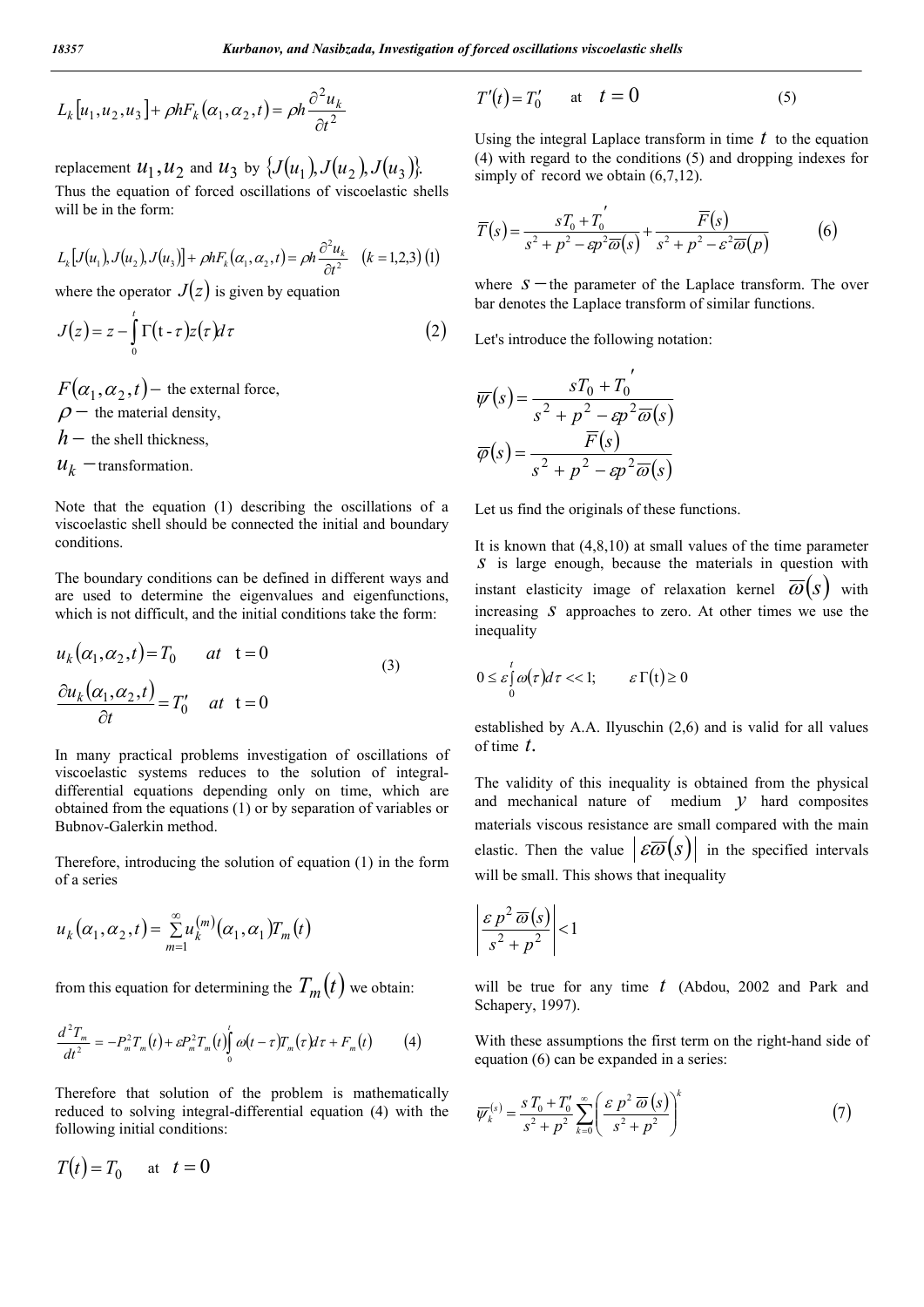$$L_k[u_1, u_2, u_3] + \rho h F_k(\alpha_1, \alpha_2, t) = \rho h \frac{\partial^2 u_k}{\partial t^2}$$

replacement $u_1, u_2$ and $u_3$ by $\{J(u_1), J(u_2), J(u_3)\}$.

Thus the equation of forced oscillations of viscoelastic shells will be in the form:

$$L_k[J(u_1), J(u_2), J(u_3)] + \rho h F_k(\alpha_1, \alpha_2, t) = \rho h \frac{\partial^2 u_k}{\partial t^2} \quad (k = 1,2,3) \; (1)$$

where the operator $J(z)$ is given by equation

$$J(z) = z - \int_0^t \Gamma(t - \tau) z(\tau) d\tau \qquad (2)$$

$F(\alpha_1, \alpha_2, t) -$ the external force,
$\rho -$ the material density,
$h -$ the shell thickness,
$u_k -$transformation.

Note that the equation (1) describing the oscillations of a viscoelastic shell should be connected the initial and boundary conditions.

The boundary conditions can be defined in different ways and are used to determine the eigenvalues and eigenfunctions, which is not difficult, and the initial conditions take the form:

$$u_k(\alpha_1, \alpha_2, t) = T_0 \quad at \quad t = 0$$
$$\frac{\partial u_k(\alpha_1, \alpha_2, t)}{\partial t} = T_0' \quad at \quad t = 0 \qquad (3)$$

In many practical problems investigation of oscillations of viscoelastic systems reduces to the solution of integral-differential equations depending only on time, which are obtained from the equations (1) or by separation of variables or Bubnov-Galerkin method.

Therefore, introducing the solution of equation (1) in the form of a series

$$u_k(\alpha_1, \alpha_2, t) = \sum_{m=1}^{\infty} u_k^{(m)}(\alpha_1, \alpha_1) T_m(t)$$

from this equation for determining the $T_m(t)$ we obtain:

$$\frac{d^2 T_m}{dt^2} = -P_m^2 T_m(t) + \varepsilon P_m^2 T_m(t) \int_0^t \omega(t - \tau) T_m(\tau) d\tau + F_m(t) \qquad (4)$$

Therefore that solution of the problem is mathematically reduced to solving integral-differential equation (4) with the following initial conditions:

$$T(t) = T_0 \quad \text{at} \quad t = 0$$

$$T'(t) = T_0' \quad \text{at} \quad t = 0 \qquad (5)$$

Using the integral Laplace transform in time $t$ to the equation (4) with regard to the conditions (5) and dropping indexes for simply of record we obtain (6,7,12).

$$\overline{T}(s) = \frac{sT_0 + T_0'}{s^2 + p^2 - \varepsilon p^2 \overline{\omega}(s)} + \frac{\overline{F}(s)}{s^2 + p^2 - \varepsilon^2 \overline{\omega}(p)} \qquad (6)$$

where $s -$the parameter of the Laplace transform. The over bar denotes the Laplace transform of similar functions.

Let's introduce the following notation:

$$\overline{\psi}(s) = \frac{sT_0 + T_0'}{s^2 + p^2 - \varepsilon p^2 \overline{\omega}(s)}$$

$$\overline{\varphi}(s) = \frac{\overline{F}(s)}{s^2 + p^2 - \varepsilon p^2 \overline{\omega}(s)}$$

Let us find the originals of these functions.

It is known that (4,8,10) at small values of the time parameter $s$ is large enough, because the materials in question with instant elasticity image of relaxation kernel $\overline{\omega}(s)$ with increasing $s$ approaches to zero. At other times we use the inequality

$$0 \le \varepsilon \int_0^t \omega(\tau) d\tau << 1; \qquad \varepsilon \Gamma(t) \ge 0$$

established by A.A. Ilyuschin (2,6) and is valid for all values of time $t$.

The validity of this inequality is obtained from the physical and mechanical nature of medium $y$ hard composites materials viscous resistance are small compared with the main elastic. Then the value $|\varepsilon \overline{\omega}(s)|$ in the specified intervals will be small. This shows that inequality

$$\left| \frac{\varepsilon p^2 \overline{\omega}(s)}{s^2 + p^2} \right| < 1$$

will be true for any time $t$ (Abdou, 2002 and Park and Schapery, 1997).

With these assumptions the first term on the right-hand side of equation (6) can be expanded in a series:

$$\overline{\psi}_k^{(s)} = \frac{s T_0 + T_0'}{s^2 + p^2} \sum_{k=0}^{\infty} \left( \frac{\varepsilon p^2 \overline{\omega}(s)}{s^2 + p^2} \right)^k \qquad (7)$$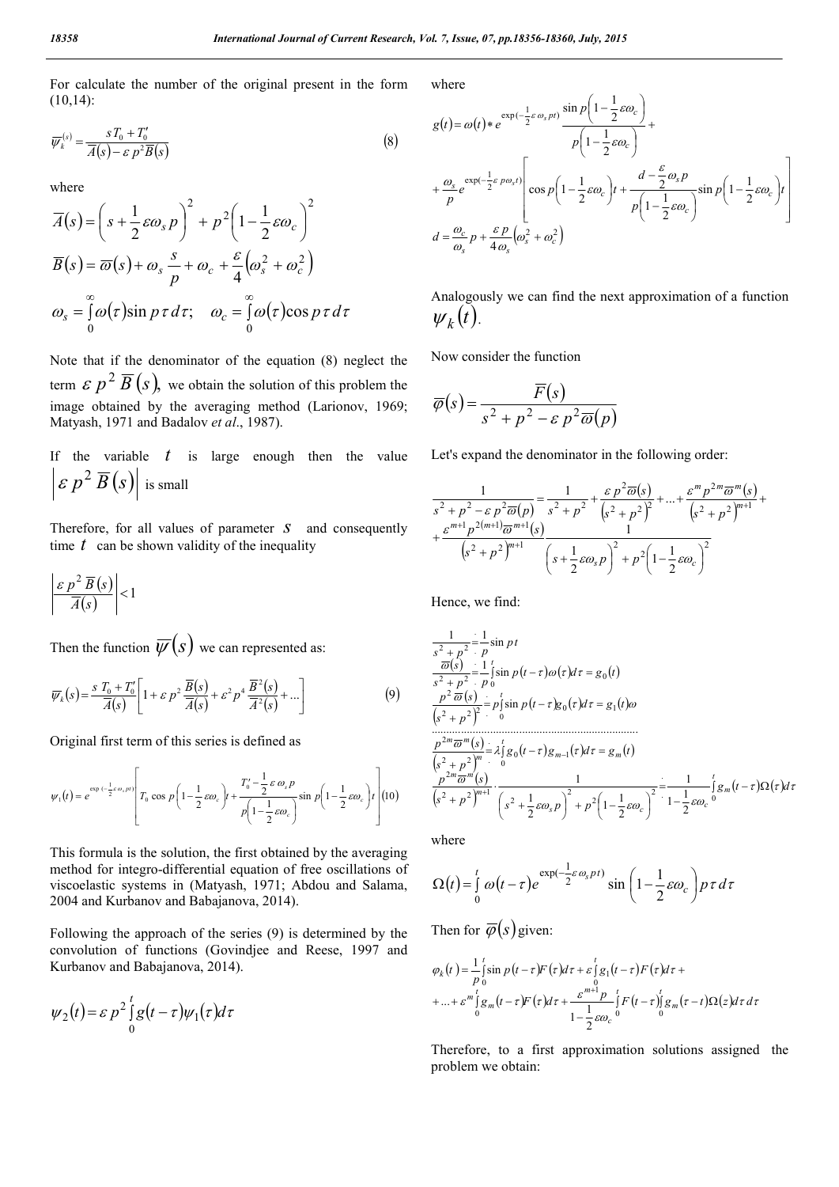For calculate the number of the original present in the form (10,14):

$$\overline{\psi}_k^{(s)} = \frac{sT_0 + T_0'}{\overline{A}(s) - \varepsilon p^2 \overline{B}(s)} \tag{8}$$

where

$$\overline{A}(s) = \left(s + \frac{1}{2}\varepsilon\omega_s p\right)^2 + p^2\left(1 - \frac{1}{2}\varepsilon\omega_c\right)^2$$

$$\overline{B}(s) = \overline{\varpi}(s) + \omega_s \frac{s}{p} + \omega_c + \frac{\varepsilon}{4}\left(\omega_s^2 + \omega_c^2\right)$$

$$\omega_s = \int_0^\infty \omega(\tau)\sin p\tau\, d\tau; \quad \omega_c = \int_0^\infty \omega(\tau)\cos p\tau\, d\tau$$

Note that if the denominator of the equation (8) neglect the term $\varepsilon p^2 \overline{B}(s)$, we obtain the solution of this problem the image obtained by the averaging method (Larionov, 1969; Matyash, 1971 and Badalov *et al*., 1987).

If the variable $t$ is large enough then the value $\left|\varepsilon p^2 \overline{B}(s)\right|$ is small

Therefore, for all values of parameter $s$ and consequently time $t$ can be shown validity of the inequality

$$\left|\frac{\varepsilon p^2 \overline{B}(s)}{\overline{A}(s)}\right| < 1$$

Then the function $\overline{\psi}(s)$ we can represented as:

$$\overline{\psi}_k(s) = \frac{sT_0 + T_0'}{\overline{A}(s)}\left[1 + \varepsilon p^2 \frac{\overline{B}(s)}{\overline{A}(s)} + \varepsilon^2 p^4 \frac{\overline{B}^2(s)}{\overline{A}^2(s)} + \ldots\right] \tag{9}$$

Original first term of this series is defined as

$$\psi_1(t) = e^{\exp\left(-\frac{1}{2}\varepsilon\omega_s pt\right)}\left[T_0 \cos p\left(1 - \frac{1}{2}\varepsilon\omega_c\right)t + \frac{T_0' - \frac{1}{2}\varepsilon\omega_s p}{p\left(1 - \frac{1}{2}\varepsilon\omega_c\right)}\sin p\left(1 - \frac{1}{2}\varepsilon\omega_c\right)t\right] \tag{10}$$

This formula is the solution, the first obtained by the averaging method for integro-differential equation of free oscillations of viscoelastic systems in (Matyash, 1971; Abdou and Salama, 2004 and Kurbanov and Babajanova, 2014).

Following the approach of the series (9) is determined by the convolution of functions (Govindjee and Reese, 1997 and Kurbanov and Babajanova, 2014).

$$\psi_2(t) = \varepsilon p^2 \int_0^t g(t-\tau)\psi_1(\tau)d\tau$$

where

$$g(t) = \omega(t) * e^{\exp\left(-\frac{1}{2}\varepsilon\omega_s pt\right)} \frac{\sin p\left(1 - \frac{1}{2}\varepsilon\omega_c\right)}{p\left(1 - \frac{1}{2}\varepsilon\omega_c\right)} +$$

$$+ \frac{\omega_s}{p} e^{\exp\left(-\frac{1}{2}\varepsilon p\omega_s t\right)}\left[\cos p\left(1 - \frac{1}{2}\varepsilon\omega_c\right)t + \frac{d - \frac{\varepsilon}{2}\omega_s p}{p\left(1 - \frac{1}{2}\varepsilon\omega_c\right)}\sin p\left(1 - \frac{1}{2}\varepsilon\omega_c\right)t\right]$$

$$d = \frac{\omega_c}{\omega_s}p + \frac{\varepsilon p}{4\omega_s}\left(\omega_s^2 + \omega_c^2\right)$$

Analogously we can find the next approximation of a function $\psi_k(t)$.

Now consider the function

$$\overline{\varphi}(s) = \frac{\overline{F}(s)}{s^2 + p^2 - \varepsilon p^2 \overline{\varpi}(p)}$$

Let's expand the denominator in the following order:

$$\frac{1}{s^2 + p^2 - \varepsilon p^2 \overline{\varpi}(p)} = \frac{1}{s^2 + p^2} + \frac{\varepsilon p^2 \overline{\varpi}(s)}{\left(s^2 + p^2\right)^2} + \ldots + \frac{\varepsilon^m p^{2m} \overline{\varpi}^m(s)}{\left(s^2 + p^2\right)^{m+1}} +$$

$$+ \frac{\varepsilon^{m+1} p^{2(m+1)} \overline{\varpi}^{m+1}(s)}{\left(s^2 + p^2\right)^{m+1}} \cdot \frac{1}{\left(s + \frac{1}{2}\varepsilon\omega_s p\right)^2 + p^2\left(1 - \frac{1}{2}\varepsilon\omega_c\right)^2}$$

Hence, we find:

$$\frac{1}{s^2 + p^2} \doteq \frac{1}{p}\sin pt$$

$$\frac{\overline{\varpi}(s)}{s^2 + p^2} \doteq \frac{1}{p}\int_0^t \sin p(t-\tau)\omega(\tau)d\tau = g_0(t)$$

$$\frac{p^2 \overline{\varpi}(s)}{\left(s^2 + p^2\right)^2} \doteq p\int_0^t \sin p(t-\tau) g_0(\tau)d\tau = g_1(t)\omega$$

.......................................................................

$$\frac{p^{2m} \overline{\varpi}^m(s)}{\left(s^2 + p^2\right)^m} \doteq \lambda\int_0^t g_0(t-\tau) g_{m-1}(\tau)d\tau = g_m(t)$$

$$\frac{p^{2m} \overline{\varpi}^m(s)}{\left(s^2 + p^2\right)^{m+1}} \cdot \frac{1}{\left(s^2 + \frac{1}{2}\varepsilon\omega_s p\right)^2 + p^2\left(1 - \frac{1}{2}\varepsilon\omega_c\right)^2} \doteq \frac{1}{1 - \frac{1}{2}\varepsilon\omega_c}\int_0^t g_m(t-\tau)\Omega(\tau)d\tau$$

where

$$\Omega(t) = \int_0^t \omega(t-\tau) e^{\exp\left(-\frac{1}{2}\varepsilon\omega_s pt\right)} \sin\left(1 - \frac{1}{2}\varepsilon\omega_c\right)p\tau\, d\tau$$

Then for $\overline{\varphi}(s)$ given:

$$\varphi_k(t) = \frac{1}{p}\int_0^t \sin p(t-\tau)F(\tau)d\tau + \varepsilon\int_0^t g_1(t-\tau)F(\tau)d\tau +$$

$$+ \ldots + \varepsilon^m \int_0^t g_m(t-\tau)F(\tau)d\tau + \frac{\varepsilon^{m+1} p}{1 - \frac{1}{2}\varepsilon\omega_c}\int_0^t F(t-\tau)\int_0^t g_m(\tau - t)\Omega(z)d\tau\, d\tau$$

Therefore, to a first approximation solutions assigned the problem we obtain: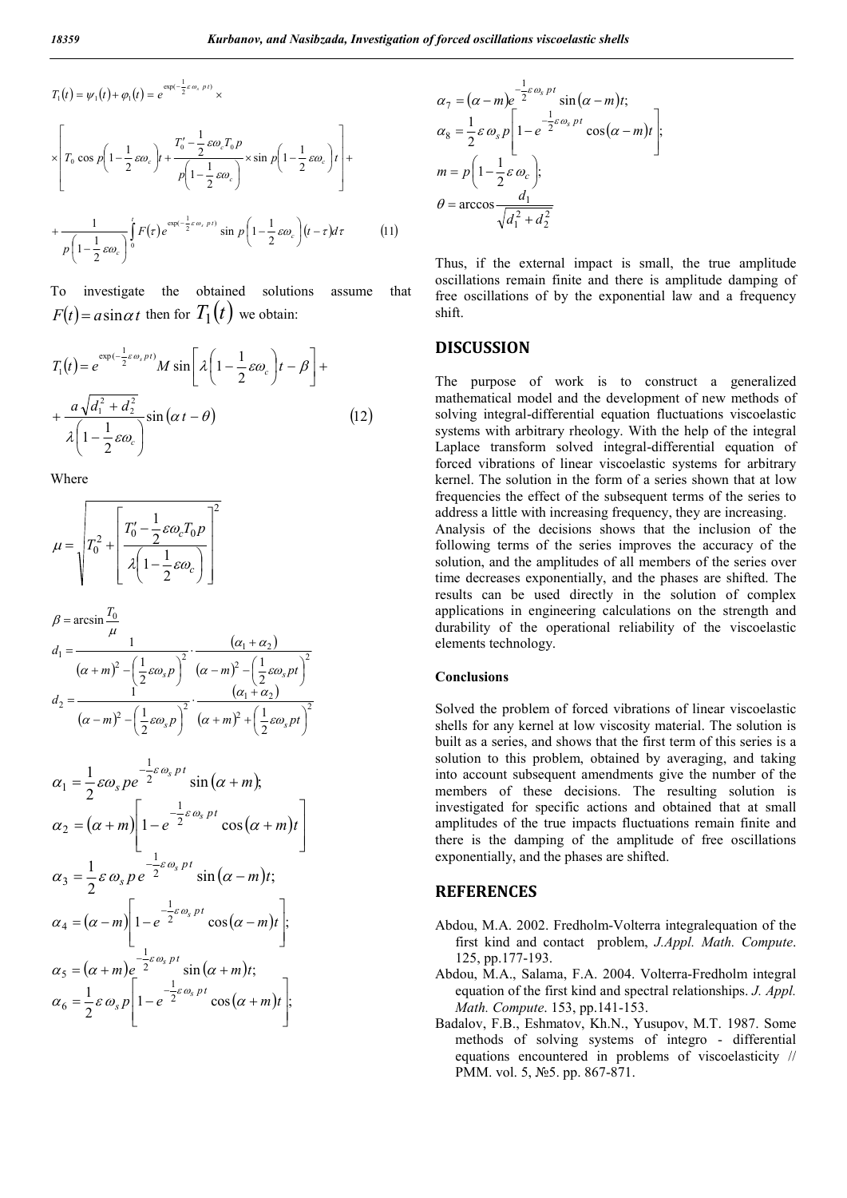$$T_1(t) = \psi_1(t) + \varphi_1(t) = e^{\exp(-\frac{1}{2}\varepsilon\omega_s pt)} \times$$

$$\times \left[ T_0 \cos p\left(1 - \frac{1}{2}\varepsilon\omega_c\right)t + \frac{T_0' - \frac{1}{2}\varepsilon\omega_c T_0 p}{p\left(1 - \frac{1}{2}\varepsilon\omega_c\right)} \times \sin p\left(1 - \frac{1}{2}\varepsilon\omega_c\right)t \right] +$$

$$+ \frac{1}{p\left(1 - \frac{1}{2}\varepsilon\omega_c\right)} \int_0^t F(\tau) e^{\exp(-\frac{1}{2}\varepsilon\omega_s pt)} \sin p\left(1 - \frac{1}{2}\varepsilon\omega_c\right)(t - \tau) d\tau \qquad (11)$$

To investigate the obtained solutions assume that $F(t) = a \sin \alpha t$ then for $T_1(t)$ we obtain:

$$T_1(t) = e^{\exp(-\frac{1}{2}\varepsilon\omega_s pt)} M \sin\left[\lambda\left(1 - \frac{1}{2}\varepsilon\omega_c\right)t - \beta\right] +$$

$$+ \frac{a\sqrt{d_1^2 + d_2^2}}{\lambda\left(1 - \frac{1}{2}\varepsilon\omega_c\right)} \sin(\alpha t - \theta) \qquad (12)$$

Where

$$\mu = \sqrt{T_0^2 + \left[\frac{T_0' - \frac{1}{2}\varepsilon\omega_c T_0 p}{\lambda\left(1 - \frac{1}{2}\varepsilon\omega_c\right)}\right]^2}$$

$$\beta = \arcsin \frac{T_0}{\mu}$$

$$d_1 = \frac{1}{(\alpha + m)^2 - \left(\frac{1}{2}\varepsilon\omega_s p\right)^2} \cdot \frac{(\alpha_1 + \alpha_2)}{(\alpha - m)^2 - \left(\frac{1}{2}\varepsilon\omega_s pt\right)^2}$$

$$d_2 = \frac{1}{(\alpha - m)^2 - \left(\frac{1}{2}\varepsilon\omega_s p\right)^2} \cdot \frac{(\alpha_1 + \alpha_2)}{(\alpha + m)^2 + \left(\frac{1}{2}\varepsilon\omega_s pt\right)^2}$$

$$\alpha_1 = \frac{1}{2}\varepsilon\omega_s p e^{-\frac{1}{2}\varepsilon\omega_s pt} \sin(\alpha + m);$$

$$\alpha_2 = (\alpha + m)\left[1 - e^{-\frac{1}{2}\varepsilon\omega_s pt} \cos(\alpha + m)t\right]$$

$$\alpha_3 = \frac{1}{2}\varepsilon\omega_s p e^{-\frac{1}{2}\varepsilon\omega_s pt} \sin(\alpha - m)t;$$

$$\alpha_4 = (\alpha - m)\left[1 - e^{-\frac{1}{2}\varepsilon\omega_s pt} \cos(\alpha - m)t\right];$$

$$\alpha_5 = (\alpha + m)e^{-\frac{1}{2}\varepsilon\omega_s pt} \sin(\alpha + m)t;$$

$$\alpha_6 = \frac{1}{2}\varepsilon\omega_s p\left[1 - e^{-\frac{1}{2}\varepsilon\omega_s pt} \cos(\alpha + m)t\right];$$

$$\alpha_7 = (\alpha - m)e^{-\frac{1}{2}\varepsilon\omega_s pt} \sin(\alpha - m)t;$$

$$\alpha_8 = \frac{1}{2}\varepsilon\omega_s p\left[1 - e^{-\frac{1}{2}\varepsilon\omega_s pt} \cos(\alpha - m)t\right];$$

$$m = p\left(1 - \frac{1}{2}\varepsilon\omega_c\right);$$

$$\theta = \arccos \frac{d_1}{\sqrt{d_1^2 + d_2^2}}$$

Thus, if the external impact is small, the true amplitude oscillations remain finite and there is amplitude damping of free oscillations of by the exponential law and a frequency shift.

## DISCUSSION

The purpose of work is to construct a generalized mathematical model and the development of new methods of solving integral-differential equation fluctuations viscoelastic systems with arbitrary rheology. With the help of the integral Laplace transform solved integral-differential equation of forced vibrations of linear viscoelastic systems for arbitrary kernel. The solution in the form of a series shown that at low frequencies the effect of the subsequent terms of the series to address a little with increasing frequency, they are increasing.

Analysis of the decisions shows that the inclusion of the following terms of the series improves the accuracy of the solution, and the amplitudes of all members of the series over time decreases exponentially, and the phases are shifted. The results can be used directly in the solution of complex applications in engineering calculations on the strength and durability of the operational reliability of the viscoelastic elements technology.

### Conclusions

Solved the problem of forced vibrations of linear viscoelastic shells for any kernel at low viscosity material. The solution is built as a series, and shows that the first term of this series is a solution to this problem, obtained by averaging, and taking into account subsequent amendments give the number of the members of these decisions. The resulting solution is investigated for specific actions and obtained that at small amplitudes of the true impacts fluctuations remain finite and there is the damping of the amplitude of free oscillations exponentially, and the phases are shifted.

## REFERENCES

Abdou, M.A. 2002. Fredholm-Volterra integralequation of the first kind and contact problem, *J.Appl. Math. Compute*. 125, pp.177-193.

Abdou, M.A., Salama, F.A. 2004. Volterra-Fredholm integral equation of the first kind and spectral relationships. *J. Appl. Math. Compute*. 153, pp.141-153.

Badalov, F.B., Eshmatov, Kh.N., Yusupov, M.T. 1987. Some methods of solving systems of integro - differential equations encountered in problems of viscoelasticity // PMM. vol. 5, №5. pp. 867-871.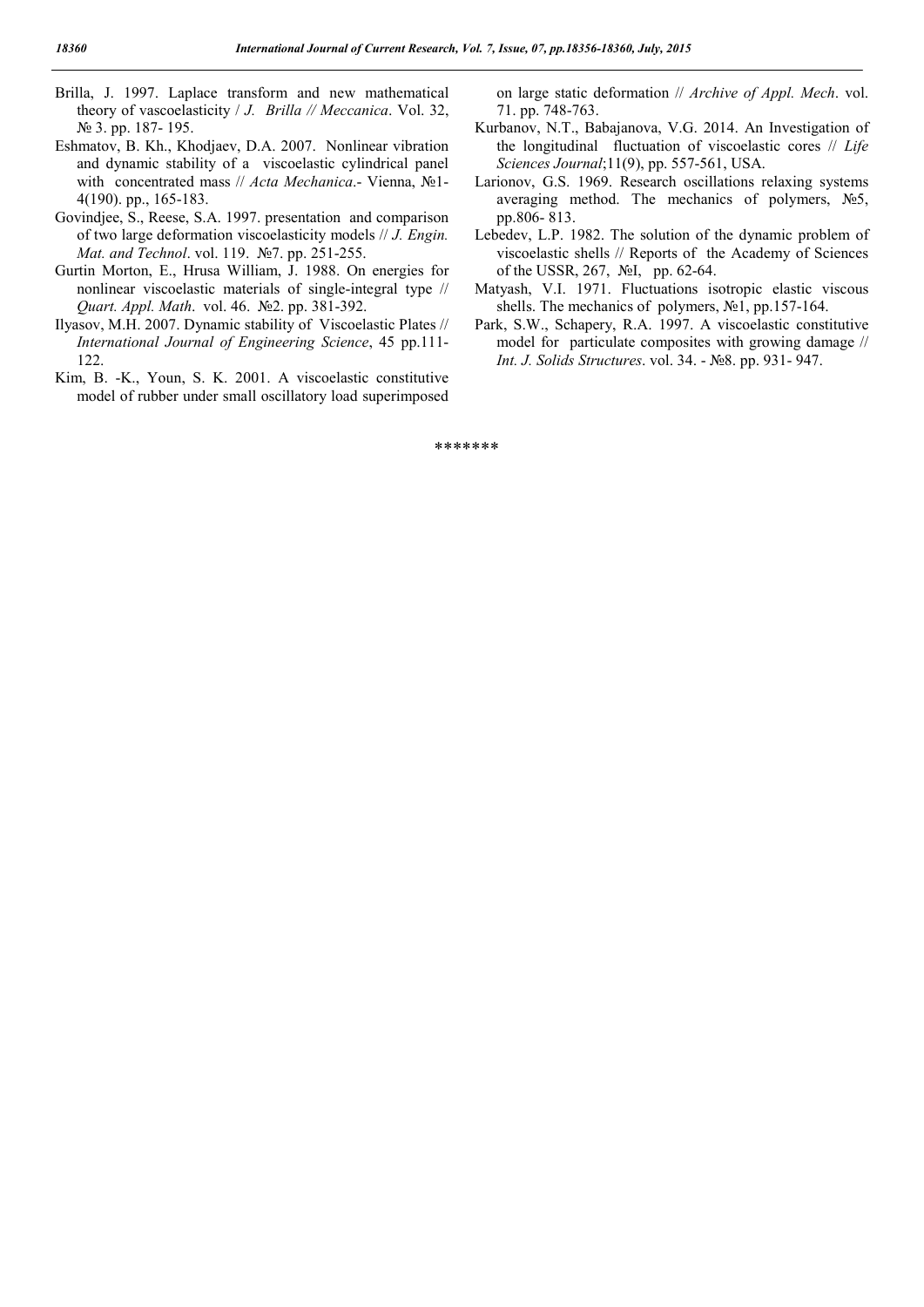Brilla, J. 1997. Laplace transform and new mathematical theory of vascoelasticity / *J. Brilla // Meccanica*. Vol. 32, № 3. pp. 187- 195.

Eshmatov, B. Kh., Khodjaev, D.A. 2007. Nonlinear vibration and dynamic stability of a viscoelastic cylindrical panel with concentrated mass // *Acta Mechanica*.- Vienna, №1-4(190). pp., 165-183.

Govindjee, S., Reese, S.A. 1997. presentation and comparison of two large deformation viscoelasticity models // *J. Engin. Mat. and Technol*. vol. 119. №7. pp. 251-255.

Gurtin Morton, E., Hrusa William, J. 1988. On energies for nonlinear viscoelastic materials of single-integral type // *Quart. Appl. Math*. vol. 46. №2. pp. 381-392.

Ilyasov, M.H. 2007. Dynamic stability of Viscoelastic Plates // *International Journal of Engineering Science*, 45 pp.111-122.

Kim, B. -K., Youn, S. K. 2001. A viscoelastic constitutive model of rubber under small oscillatory load superimposed on large static deformation // *Archive of Appl. Mech*. vol. 71. pp. 748-763.

Kurbanov, N.T., Babajanova, V.G. 2014. An Investigation of the longitudinal fluctuation of viscoelastic cores // *Life Sciences Journal*;11(9), pp. 557-561, USA.

Larionov, G.S. 1969. Research oscillations relaxing systems averaging method. The mechanics of polymers, №5, pp.806- 813.

Lebedev, L.P. 1982. The solution of the dynamic problem of viscoelastic shells // Reports of the Academy of Sciences of the USSR, 267, №I, pp. 62-64.

Matyash, V.I. 1971. Fluctuations isotropic elastic viscous shells. The mechanics of polymers, №1, pp.157-164.

Park, S.W., Schapery, R.A. 1997. A viscoelastic constitutive model for particulate composites with growing damage // *Int. J. Solids Structures*. vol. 34. - №8. pp. 931- 947.

*******